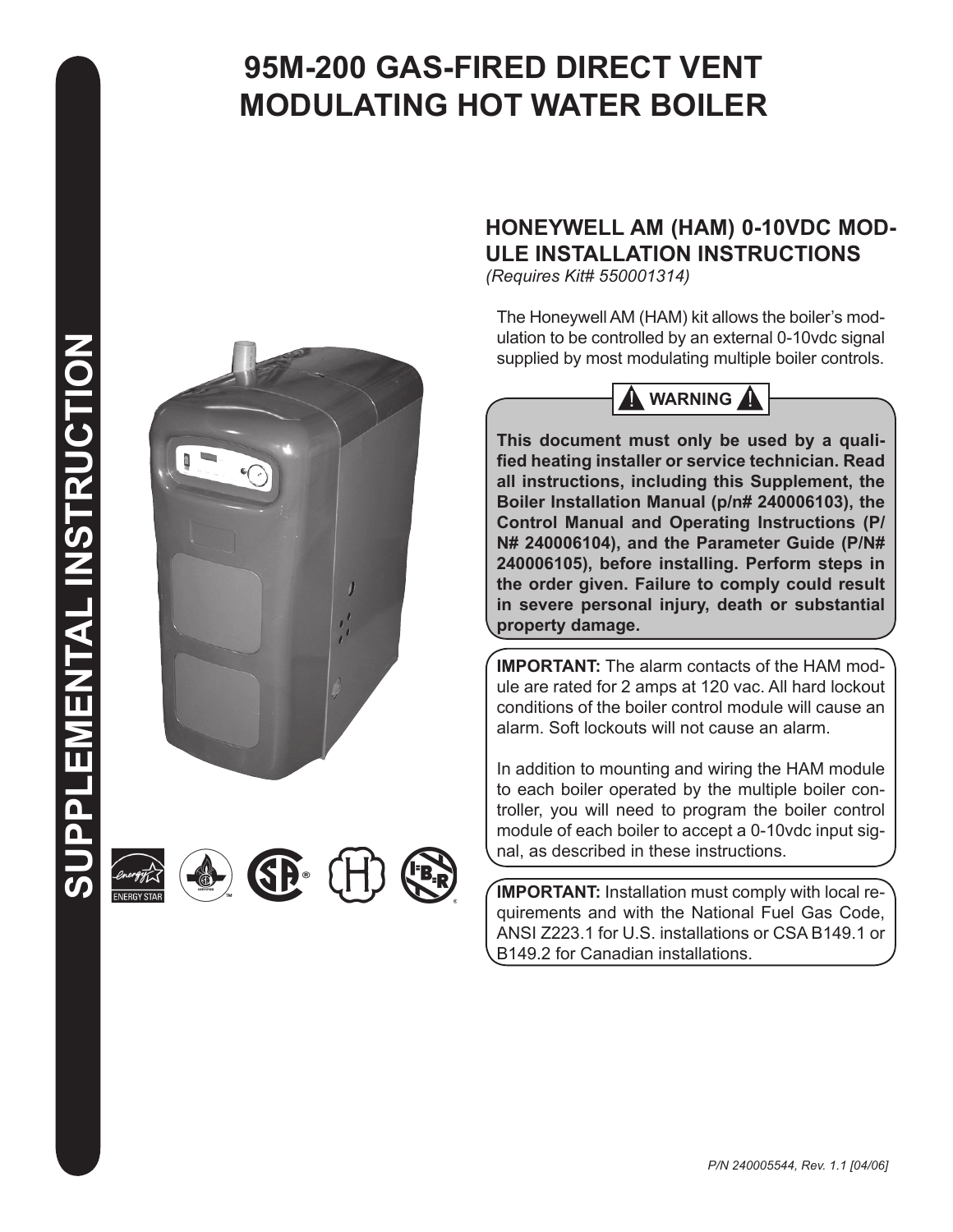# 95M-200 GAS-FIRED DIRECT VENT MODULATING HOT WATER BOILER

SUPPLEMENTAL INSTRUCTION

## HONEYWELL AM (HAM) 0-10VDC MODULE INSTALLATION INSTRUCTIONS

*(Requires Kit# 550001314)*

The Honeywell AM (HAM) kit allows the boiler's modulation to be controlled by an external 0-10vdc signal supplied by most modulating multiple boiler controls.

**⚠ WARNING ⚠**

**This document must only be used by a qualified heating installer or service technician. Read all instructions, including this Supplement, the Boiler Installation Manual (p/n# 240006103), the Control Manual and Operating Instructions (P/N# 240006104), and the Parameter Guide (P/N# 240006105), before installing. Perform steps in the order given. Failure to comply could result in severe personal injury, death or substantial property damage.**

**IMPORTANT:** The alarm contacts of the HAM module are rated for 2 amps at 120 vac. All hard lockout conditions of the boiler control module will cause an alarm. Soft lockouts will not cause an alarm.

In addition to mounting and wiring the HAM module to each boiler operated by the multiple boiler controller, you will need to program the boiler control module of each boiler to accept a 0-10vdc input signal, as described in these instructions.

**IMPORTANT:** Installation must comply with local requirements and with the National Fuel Gas Code, ANSI Z223.1 for U.S. installations or CSA B149.1 or B149.2 for Canadian installations.

*P/N 240005544, Rev. 1.1 [04/06]*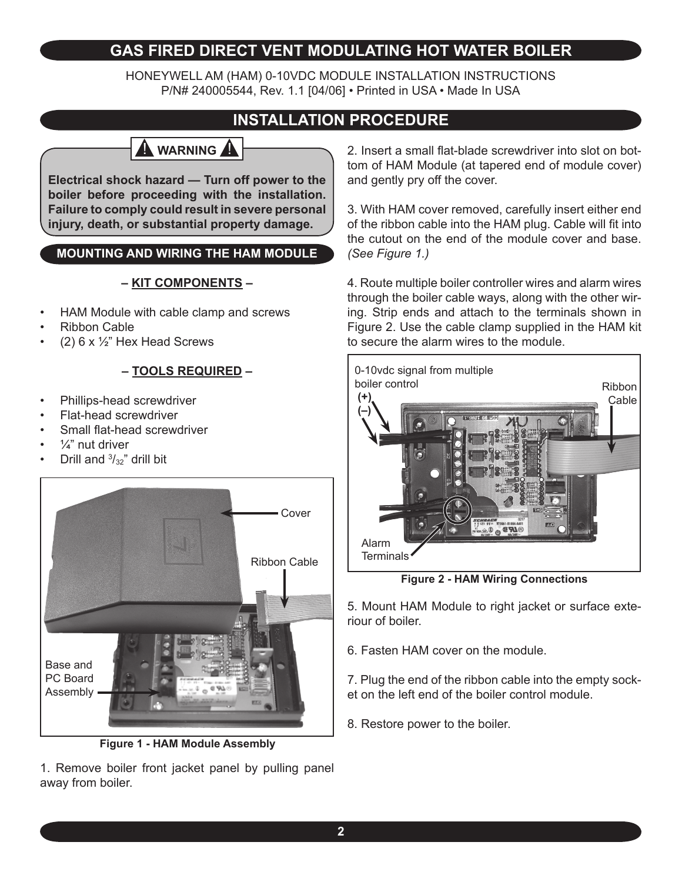# GAS FIRED DIRECT VENT MODULATING HOT WATER BOILER

HONEYWELL AM (HAM) 0-10VDC MODULE INSTALLATION INSTRUCTIONS
P/N# 240005544, Rev. 1.1 [04/06] • Printed in USA • Made In USA

## INSTALLATION PROCEDURE

> **⚠ WARNING ⚠**
>
> **Electrical shock hazard — Turn off power to the boiler before proceeding with the installation. Failure to comply could result in severe personal injury, death, or substantial property damage.**

### MOUNTING AND WIRING THE HAM MODULE

**– KIT COMPONENTS –**

- HAM Module with cable clamp and screws
- Ribbon Cable
- (2) 6 x ½" Hex Head Screws

**– TOOLS REQUIRED –**

- Phillips-head screwdriver
- Flat-head screwdriver
- Small flat-head screwdriver
- ¼" nut driver
- Drill and $^{3}/_{32}$" drill bit

Cover

Ribbon Cable

Base and PC Board Assembly

**Figure 1 - HAM Module Assembly**

1. Remove boiler front jacket panel by pulling panel away from boiler.

2. Insert a small flat-blade screwdriver into slot on bottom of HAM Module (at tapered end of module cover) and gently pry off the cover.

3. With HAM cover removed, carefully insert either end of the ribbon cable into the HAM plug. Cable will fit into the cutout on the end of the module cover and base. *(See Figure 1.)*

4. Route multiple boiler controller wires and alarm wires through the boiler cable ways, along with the other wiring. Strip ends and attach to the terminals shown in Figure 2. Use the cable clamp supplied in the HAM kit to secure the alarm wires to the module.

0-10vdc signal from multiple boiler control (+) (–)

Ribbon Cable

Alarm Terminals

**Figure 2 - HAM Wiring Connections**

5. Mount HAM Module to right jacket or surface exteriour of boiler.

6. Fasten HAM cover on the module.

7. Plug the end of the ribbon cable into the empty socket on the left end of the boiler control module.

8. Restore power to the boiler.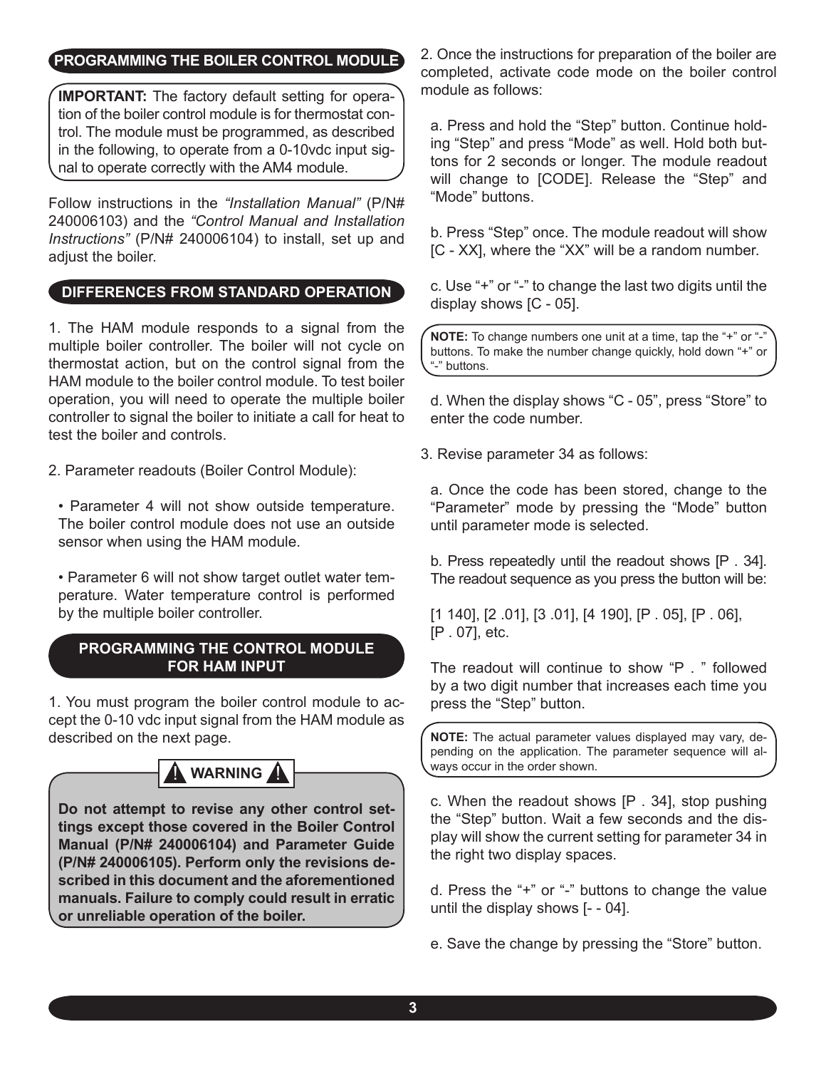## PROGRAMMING THE BOILER CONTROL MODULE

**IMPORTANT:** The factory default setting for operation of the boiler control module is for thermostat control. The module must be programmed, as described in the following, to operate from a 0-10vdc input signal to operate correctly with the AM4 module.

Follow instructions in the *"Installation Manual"* (P/N# 240006103) and the *"Control Manual and Installation Instructions"* (P/N# 240006104) to install, set up and adjust the boiler.

## DIFFERENCES FROM STANDARD OPERATION

1. The HAM module responds to a signal from the multiple boiler controller. The boiler will not cycle on thermostat action, but on the control signal from the HAM module to the boiler control module. To test boiler operation, you will need to operate the multiple boiler controller to signal the boiler to initiate a call for heat to test the boiler and controls.

2. Parameter readouts (Boiler Control Module):

- Parameter 4 will not show outside temperature. The boiler control module does not use an outside sensor when using the HAM module.
- Parameter 6 will not show target outlet water temperature. Water temperature control is performed by the multiple boiler controller.

## PROGRAMMING THE CONTROL MODULE FOR HAM INPUT

1. You must program the boiler control module to accept the 0-10 vdc input signal from the HAM module as described on the next page.

**⚠ WARNING ⚠**

**Do not attempt to revise any other control settings except those covered in the Boiler Control Manual (P/N# 240006104) and Parameter Guide (P/N# 240006105). Perform only the revisions described in this document and the aforementioned manuals. Failure to comply could result in erratic or unreliable operation of the boiler.**

2. Once the instructions for preparation of the boiler are completed, activate code mode on the boiler control module as follows:

a. Press and hold the "Step" button. Continue holding "Step" and press "Mode" as well. Hold both buttons for 2 seconds or longer. The module readout will change to [CODE]. Release the "Step" and "Mode" buttons.

b. Press "Step" once. The module readout will show [C - XX], where the "XX" will be a random number.

c. Use "+" or "-" to change the last two digits until the display shows [C - 05].

**NOTE:** To change numbers one unit at a time, tap the "+" or "-" buttons. To make the number change quickly, hold down "+" or "-" buttons.

d. When the display shows "C - 05", press "Store" to enter the code number.

3. Revise parameter 34 as follows:

a. Once the code has been stored, change to the "Parameter" mode by pressing the "Mode" button until parameter mode is selected.

b. Press repeatedly until the readout shows [P . 34]. The readout sequence as you press the button will be:

[1 140], [2 .01], [3 .01], [4 190], [P . 05], [P . 06], [P . 07], etc.

The readout will continue to show "P . " followed by a two digit number that increases each time you press the "Step" button.

**NOTE:** The actual parameter values displayed may vary, depending on the application. The parameter sequence will always occur in the order shown.

c. When the readout shows [P . 34], stop pushing the "Step" button. Wait a few seconds and the display will show the current setting for parameter 34 in the right two display spaces.

d. Press the "+" or "-" buttons to change the value until the display shows [- - 04].

e. Save the change by pressing the "Store" button.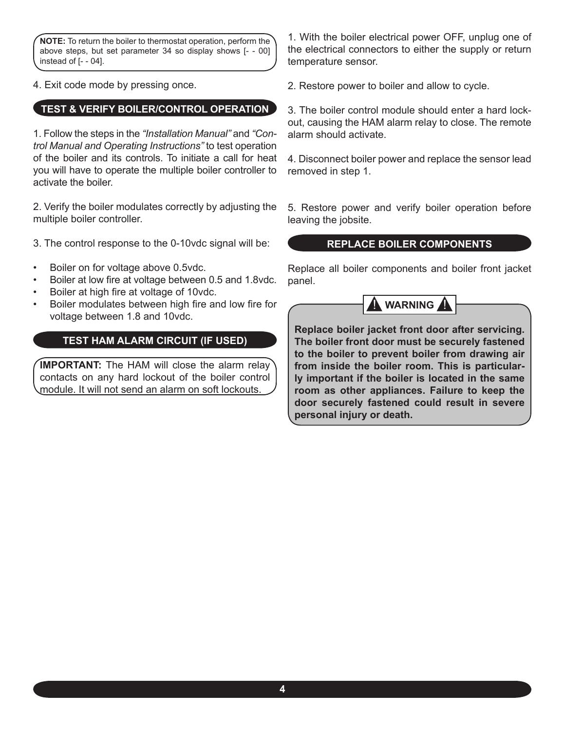**NOTE:** To return the boiler to thermostat operation, perform the above steps, but set parameter 34 so display shows [- - 00] instead of [- - 04].

4. Exit code mode by pressing once.

## TEST & VERIFY BOILER/CONTROL OPERATION

1. Follow the steps in the *"Installation Manual"* and *"Control Manual and Operating Instructions"* to test operation of the boiler and its controls. To initiate a call for heat you will have to operate the multiple boiler controller to activate the boiler.

2. Verify the boiler modulates correctly by adjusting the multiple boiler controller.

3. The control response to the 0-10vdc signal will be:

- Boiler on for voltage above 0.5vdc.
- Boiler at low fire at voltage between 0.5 and 1.8vdc.
- Boiler at high fire at voltage of 10vdc.
- Boiler modulates between high fire and low fire for voltage between 1.8 and 10vdc.

## TEST HAM ALARM CIRCUIT (IF USED)

**IMPORTANT:** The HAM will close the alarm relay contacts on any hard lockout of the boiler control module. It will not send an alarm on soft lockouts.

1. With the boiler electrical power OFF, unplug one of the electrical connectors to either the supply or return temperature sensor.

2. Restore power to boiler and allow to cycle.

3. The boiler control module should enter a hard lockout, causing the HAM alarm relay to close. The remote alarm should activate.

4. Disconnect boiler power and replace the sensor lead removed in step 1.

5. Restore power and verify boiler operation before leaving the jobsite.

## REPLACE BOILER COMPONENTS

Replace all boiler components and boiler front jacket panel.

**⚠ WARNING ⚠**

**Replace boiler jacket front door after servicing. The boiler front door must be securely fastened to the boiler to prevent boiler from drawing air from inside the boiler room. This is particularly important if the boiler is located in the same room as other appliances. Failure to keep the door securely fastened could result in severe personal injury or death.**